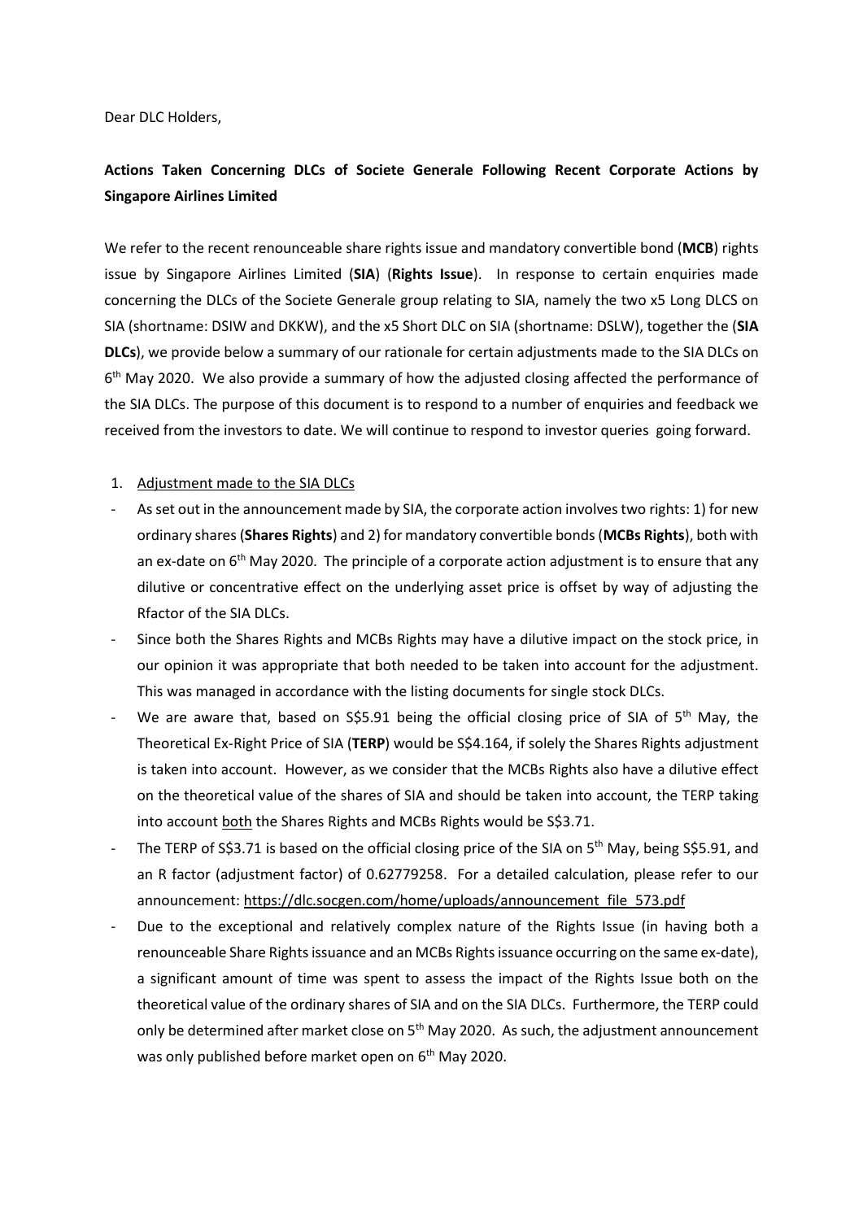Dear DLC Holders,

**Actions Taken Concerning DLCs of Societe Generale Following Recent Corporate Actions by Singapore Airlines Limited**

We refer to the recent renounceable share rights issue and mandatory convertible bond (**MCB**) rights issue by Singapore Airlines Limited (**SIA**) (**Rights Issue**). In response to certain enquiries made concerning the DLCs of the Societe Generale group relating to SIA, namely the two x5 Long DLCS on SIA (shortname: DSIW and DKKW), and the x5 Short DLC on SIA (shortname: DSLW), together the (**SIA DLCs**), we provide below a summary of our rationale for certain adjustments made to the SIA DLCs on 6th May 2020. We also provide a summary of how the adjusted closing affected the performance of the SIA DLCs. The purpose of this document is to respond to a number of enquiries and feedback we received from the investors to date. We will continue to respond to investor queries going forward.

1. Adjustment made to the SIA DLCs

- As set out in the announcement made by SIA, the corporate action involves two rights: 1) for new ordinary shares (**Shares Rights**) and 2) for mandatory convertible bonds (**MCBs Rights**), both with an ex-date on 6th May 2020. The principle of a corporate action adjustment is to ensure that any dilutive or concentrative effect on the underlying asset price is offset by way of adjusting the Rfactor of the SIA DLCs.
- Since both the Shares Rights and MCBs Rights may have a dilutive impact on the stock price, in our opinion it was appropriate that both needed to be taken into account for the adjustment. This was managed in accordance with the listing documents for single stock DLCs.
- We are aware that, based on S$5.91 being the official closing price of SIA of 5th May, the Theoretical Ex-Right Price of SIA (**TERP**) would be S$4.164, if solely the Shares Rights adjustment is taken into account. However, as we consider that the MCBs Rights also have a dilutive effect on the theoretical value of the shares of SIA and should be taken into account, the TERP taking into account both the Shares Rights and MCBs Rights would be S$3.71.
- The TERP of S$3.71 is based on the official closing price of the SIA on 5th May, being S$5.91, and an R factor (adjustment factor) of 0.62779258. For a detailed calculation, please refer to our announcement: https://dlc.socgen.com/home/uploads/announcement_file_573.pdf
- Due to the exceptional and relatively complex nature of the Rights Issue (in having both a renounceable Share Rights issuance and an MCBs Rights issuance occurring on the same ex-date), a significant amount of time was spent to assess the impact of the Rights Issue both on the theoretical value of the ordinary shares of SIA and on the SIA DLCs. Furthermore, the TERP could only be determined after market close on 5th May 2020. As such, the adjustment announcement was only published before market open on 6th May 2020.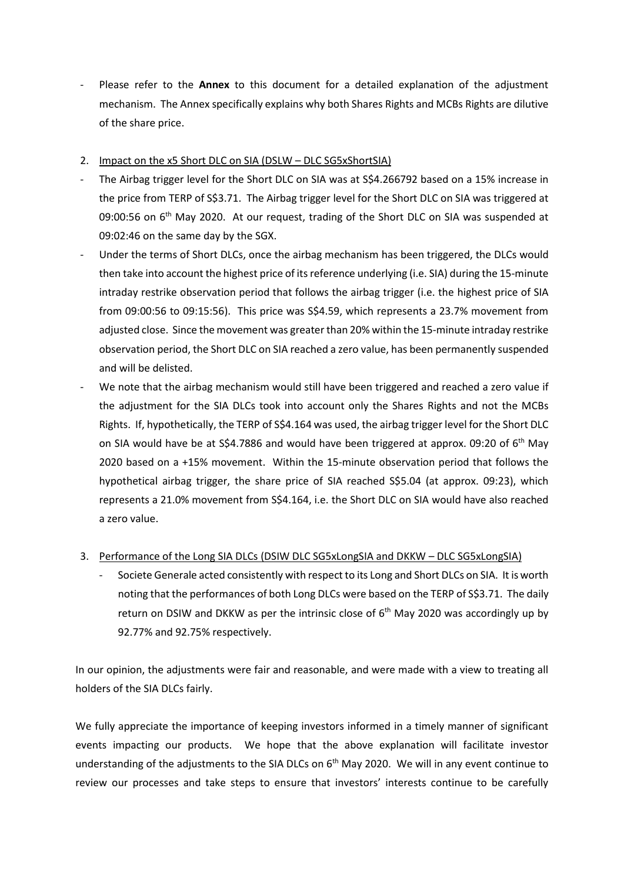- Please refer to the **Annex** to this document for a detailed explanation of the adjustment mechanism. The Annex specifically explains why both Shares Rights and MCBs Rights are dilutive of the share price.

2. Impact on the x5 Short DLC on SIA (DSLW – DLC SG5xShortSIA)

- The Airbag trigger level for the Short DLC on SIA was at S$4.266792 based on a 15% increase in the price from TERP of S$3.71. The Airbag trigger level for the Short DLC on SIA was triggered at 09:00:56 on 6th May 2020. At our request, trading of the Short DLC on SIA was suspended at 09:02:46 on the same day by the SGX.
- Under the terms of Short DLCs, once the airbag mechanism has been triggered, the DLCs would then take into account the highest price of its reference underlying (i.e. SIA) during the 15-minute intraday restrike observation period that follows the airbag trigger (i.e. the highest price of SIA from 09:00:56 to 09:15:56). This price was S$4.59, which represents a 23.7% movement from adjusted close. Since the movement was greater than 20% within the 15-minute intraday restrike observation period, the Short DLC on SIA reached a zero value, has been permanently suspended and will be delisted.
- We note that the airbag mechanism would still have been triggered and reached a zero value if the adjustment for the SIA DLCs took into account only the Shares Rights and not the MCBs Rights. If, hypothetically, the TERP of S$4.164 was used, the airbag trigger level for the Short DLC on SIA would have be at S$4.7886 and would have been triggered at approx. 09:20 of 6th May 2020 based on a +15% movement. Within the 15-minute observation period that follows the hypothetical airbag trigger, the share price of SIA reached S$5.04 (at approx. 09:23), which represents a 21.0% movement from S$4.164, i.e. the Short DLC on SIA would have also reached a zero value.

3. Performance of the Long SIA DLCs (DSIW DLC SG5xLongSIA and DKKW – DLC SG5xLongSIA)

   - Societe Generale acted consistently with respect to its Long and Short DLCs on SIA. It is worth noting that the performances of both Long DLCs were based on the TERP of S$3.71. The daily return on DSIW and DKKW as per the intrinsic close of 6th May 2020 was accordingly up by 92.77% and 92.75% respectively.

In our opinion, the adjustments were fair and reasonable, and were made with a view to treating all holders of the SIA DLCs fairly.

We fully appreciate the importance of keeping investors informed in a timely manner of significant events impacting our products. We hope that the above explanation will facilitate investor understanding of the adjustments to the SIA DLCs on 6th May 2020. We will in any event continue to review our processes and take steps to ensure that investors' interests continue to be carefully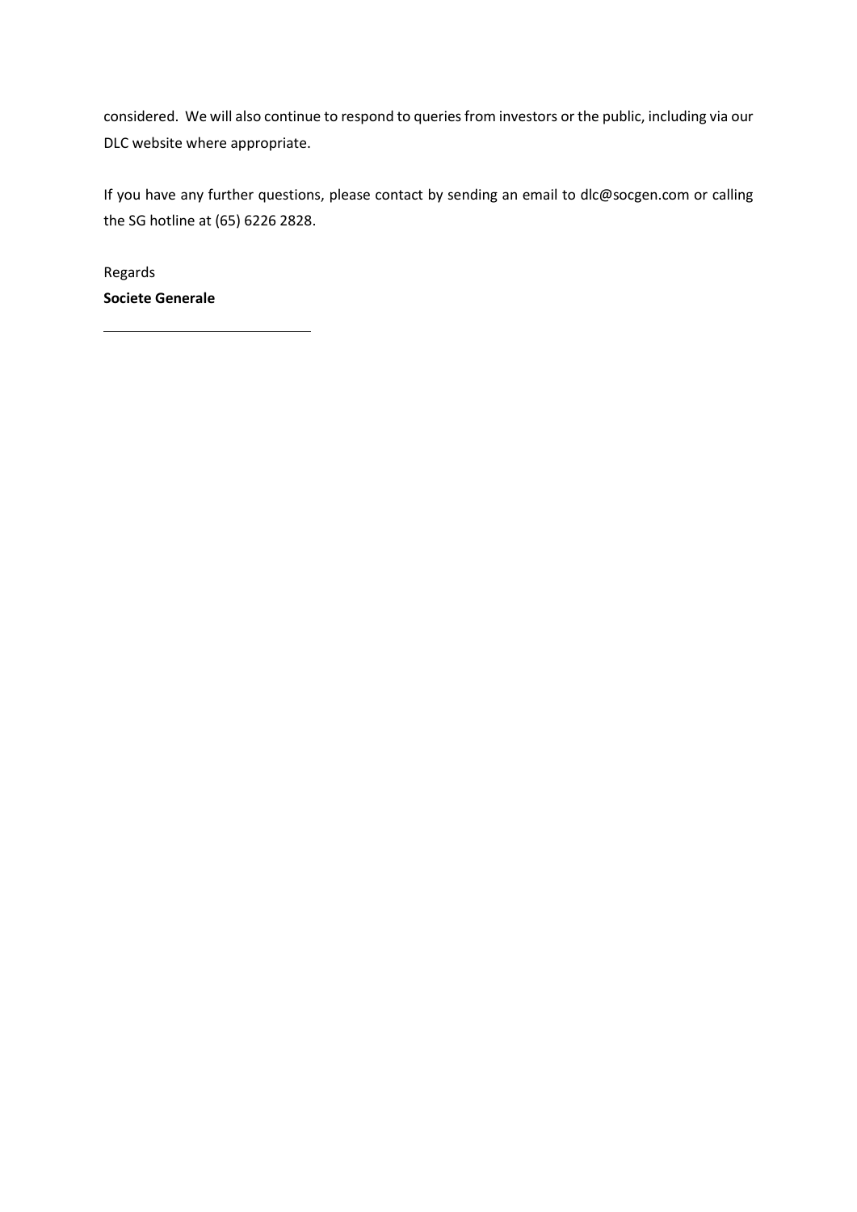considered. We will also continue to respond to queries from investors or the public, including via our DLC website where appropriate.

If you have any further questions, please contact by sending an email to dlc@socgen.com or calling the SG hotline at (65) 6226 2828.

Regards

**Societe Generale**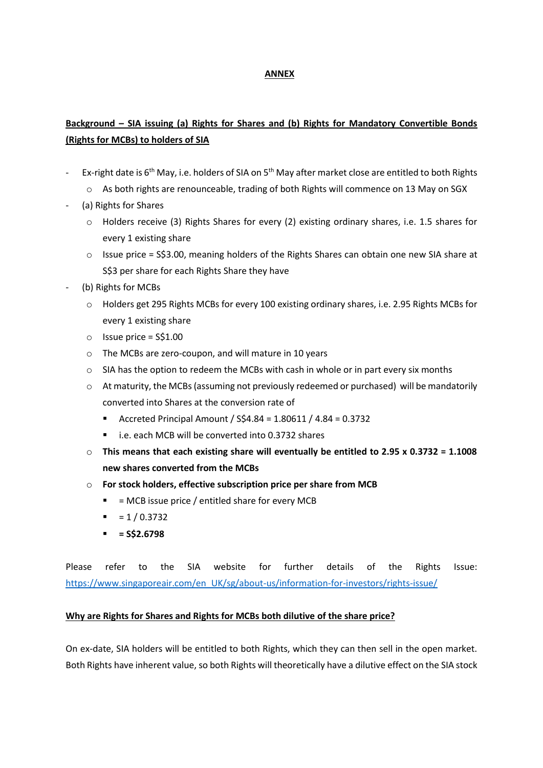## ANNEX

**Background – SIA issuing (a) Rights for Shares and (b) Rights for Mandatory Convertible Bonds (Rights for MCBs) to holders of SIA**

- Ex-right date is 6th May, i.e. holders of SIA on 5th May after market close are entitled to both Rights
  - As both rights are renounceable, trading of both Rights will commence on 13 May on SGX
- (a) Rights for Shares
  - Holders receive (3) Rights Shares for every (2) existing ordinary shares, i.e. 1.5 shares for every 1 existing share
  - Issue price = S$3.00, meaning holders of the Rights Shares can obtain one new SIA share at S$3 per share for each Rights Share they have
- (b) Rights for MCBs
  - Holders get 295 Rights MCBs for every 100 existing ordinary shares, i.e. 2.95 Rights MCBs for every 1 existing share
  - Issue price = S$1.00
  - The MCBs are zero-coupon, and will mature in 10 years
  - SIA has the option to redeem the MCBs with cash in whole or in part every six months
  - At maturity, the MCBs (assuming not previously redeemed or purchased) will be mandatorily converted into Shares at the conversion rate of
    - Accreted Principal Amount / S$4.84 = 1.80611 / 4.84 = 0.3732
    - i.e. each MCB will be converted into 0.3732 shares
  - **This means that each existing share will eventually be entitled to 2.95 x 0.3732 = 1.1008 new shares converted from the MCBs**
  - **For stock holders, effective subscription price per share from MCB**
    - = MCB issue price / entitled share for every MCB
    - = 1 / 0.3732
    - **= S$2.6798**

Please refer to the SIA website for further details of the Rights Issue: https://www.singaporeair.com/en_UK/sg/about-us/information-for-investors/rights-issue/

**Why are Rights for Shares and Rights for MCBs both dilutive of the share price?**

On ex-date, SIA holders will be entitled to both Rights, which they can then sell in the open market. Both Rights have inherent value, so both Rights will theoretically have a dilutive effect on the SIA stock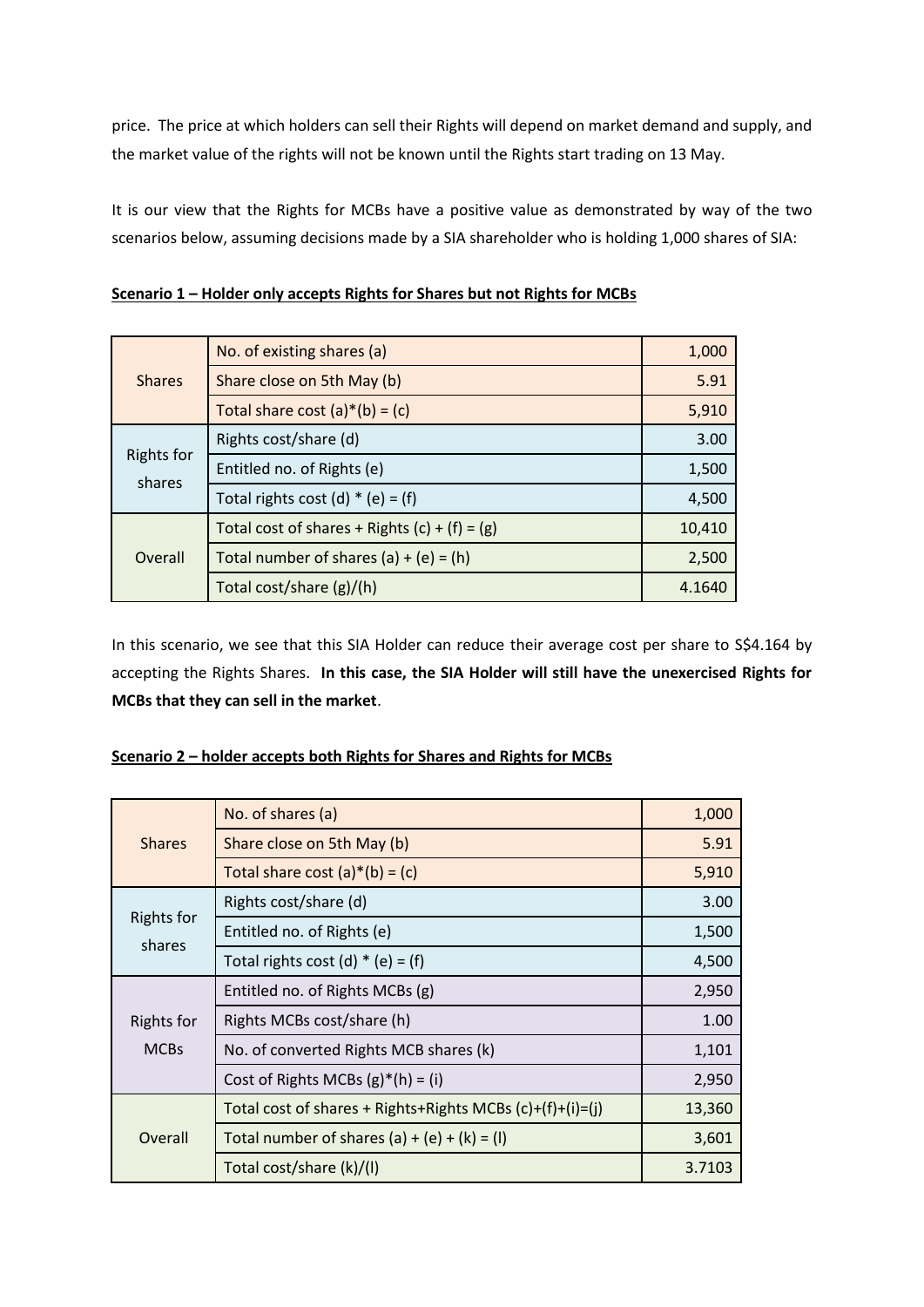price. The price at which holders can sell their Rights will depend on market demand and supply, and the market value of the rights will not be known until the Rights start trading on 13 May.

It is our view that the Rights for MCBs have a positive value as demonstrated by way of the two scenarios below, assuming decisions made by a SIA shareholder who is holding 1,000 shares of SIA:

**Scenario 1 – Holder only accepts Rights for Shares but not Rights for MCBs**

| | | |
|---|---|---|
| Shares | No. of existing shares (a) | 1,000 |
| | Share close on 5th May (b) | 5.91 |
| | Total share cost (a)*(b) = (c) | 5,910 |
| Rights for shares | Rights cost/share (d) | 3.00 |
| | Entitled no. of Rights (e) | 1,500 |
| | Total rights cost (d) * (e) = (f) | 4,500 |
| Overall | Total cost of shares + Rights (c) + (f) = (g) | 10,410 |
| | Total number of shares (a) + (e) = (h) | 2,500 |
| | Total cost/share (g)/(h) | 4.1640 |

In this scenario, we see that this SIA Holder can reduce their average cost per share to S$4.164 by accepting the Rights Shares. **In this case, the SIA Holder will still have the unexercised Rights for MCBs that they can sell in the market**.

**Scenario 2 – holder accepts both Rights for Shares and Rights for MCBs**

| | | |
|---|---|---|
| Shares | No. of shares (a) | 1,000 |
| | Share close on 5th May (b) | 5.91 |
| | Total share cost (a)*(b) = (c) | 5,910 |
| Rights for shares | Rights cost/share (d) | 3.00 |
| | Entitled no. of Rights (e) | 1,500 |
| | Total rights cost (d) * (e) = (f) | 4,500 |
| Rights for MCBs | Entitled no. of Rights MCBs (g) | 2,950 |
| | Rights MCBs cost/share (h) | 1.00 |
| | No. of converted Rights MCB shares (k) | 1,101 |
| | Cost of Rights MCBs (g)*(h) = (i) | 2,950 |
| Overall | Total cost of shares + Rights+Rights MCBs (c)+(f)+(i)=(j) | 13,360 |
| | Total number of shares (a) + (e) + (k) = (l) | 3,601 |
| | Total cost/share (k)/(l) | 3.7103 |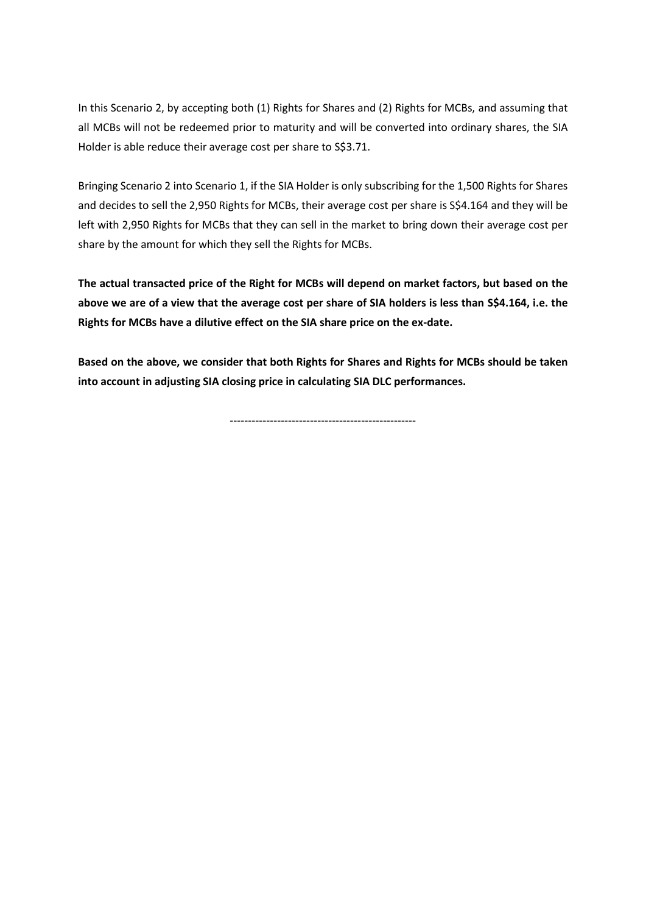In this Scenario 2, by accepting both (1) Rights for Shares and (2) Rights for MCBs, and assuming that all MCBs will not be redeemed prior to maturity and will be converted into ordinary shares, the SIA Holder is able reduce their average cost per share to S$3.71.

Bringing Scenario 2 into Scenario 1, if the SIA Holder is only subscribing for the 1,500 Rights for Shares and decides to sell the 2,950 Rights for MCBs, their average cost per share is S$4.164 and they will be left with 2,950 Rights for MCBs that they can sell in the market to bring down their average cost per share by the amount for which they sell the Rights for MCBs.

**The actual transacted price of the Right for MCBs will depend on market factors, but based on the above we are of a view that the average cost per share of SIA holders is less than S$4.164, i.e. the Rights for MCBs have a dilutive effect on the SIA share price on the ex-date.**

**Based on the above, we consider that both Rights for Shares and Rights for MCBs should be taken into account in adjusting SIA closing price in calculating SIA DLC performances.**

---------------------------------------------------